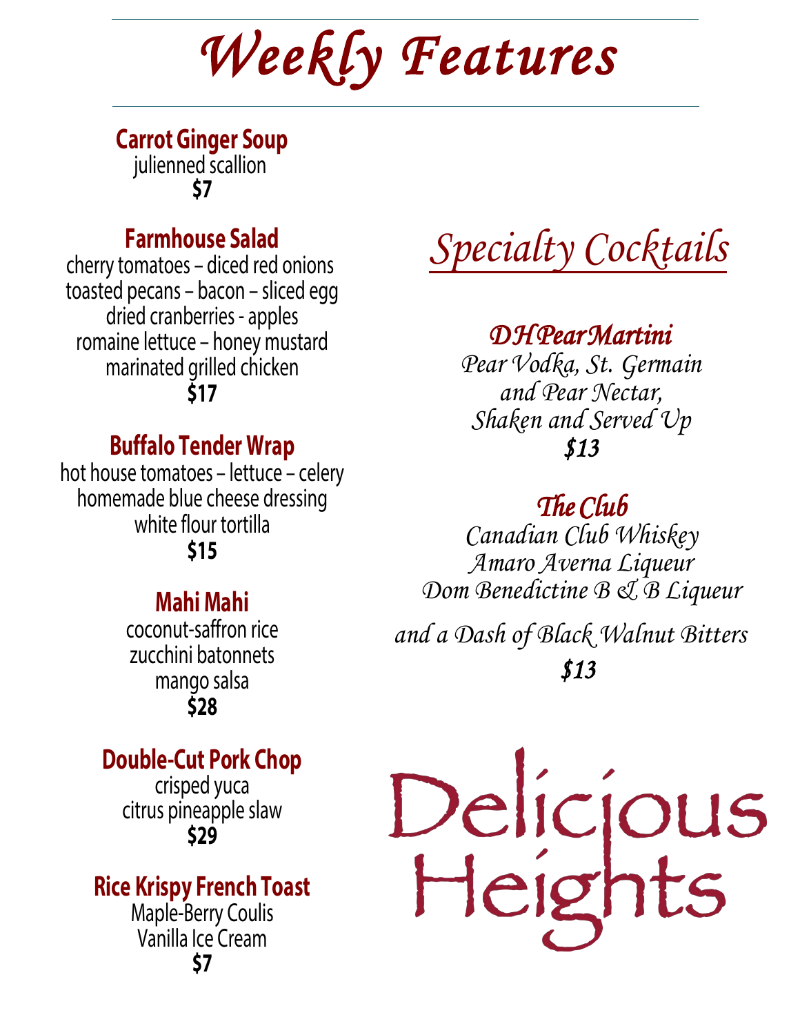# *Weekly Features*

### Carrot Ginger Soup

julienned scallion

**$7**

### Farmhouse Salad

cherry tomatoes – diced red onions
toasted pecans – bacon – sliced egg
dried cranberries - apples
romaine lettuce – honey mustard
marinated grilled chicken

**$17**

### Buffalo Tender Wrap

hot house tomatoes – lettuce – celery
homemade blue cheese dressing
white flour tortilla

**$15**

### Mahi Mahi

coconut-saffron rice
zucchini batonnets
mango salsa

**$28**

### Double-Cut Pork Chop

crisped yuca
citrus pineapple slaw

**$29**

### Rice Krispy French Toast

Maple-Berry Coulis
Vanilla Ice Cream

**$7**

## *Specialty Cocktails*

### *DH Pear Martini*

*Pear Vodka, St. Germain
and Pear Nectar,
Shaken and Served Up*

***$13***

### *The Club*

*Canadian Club Whiskey
Amaro Averna Liqueur
Dom Benedictine B & B Liqueur*

*and a Dash of Black Walnut Bitters*

***$13***

Delicious Heights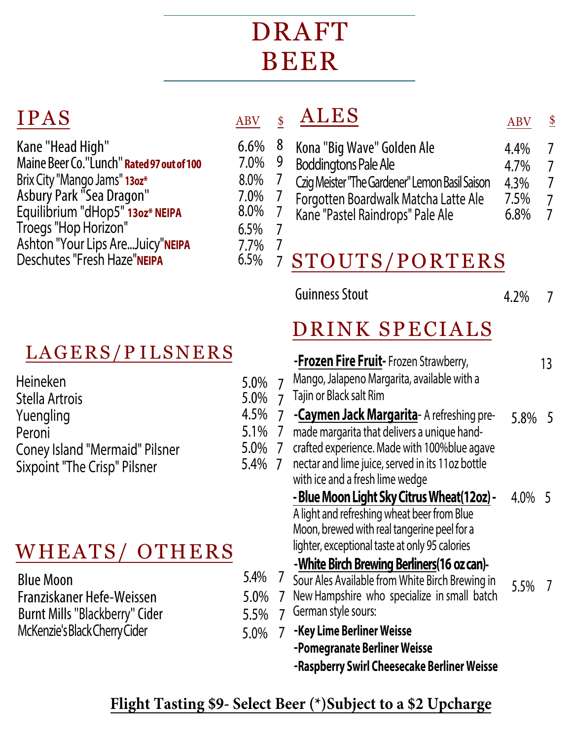# DRAFT BEER

## IPAS

| | ABV | $ |
|---|---|---|
| Kane "Head High" | 6.6% | 8 |
| Maine Beer Co. "Lunch" **Rated 97 out of 100** | 7.0% | 9 |
| Brix City "Mango Jams" **13oz*** | 8.0% | 7 |
| Asbury Park "Sea Dragon" | 7.0% | 7 |
| Equilibrium "dHop5" **13oz* NEIPA** | 8.0% | 7 |
| Troegs "Hop Horizon" | 6.5% | 7 |
| Ashton "Your Lips Are...Juicy" **NEIPA** | 7.7% | 7 |
| Deschutes "Fresh Haze" **NEIPA** | 6.5% | 7 |

## LAGERS/PILSNERS

| | | |
|---|---|---|
| Heineken | 5.0% | 7 |
| Stella Artrois | 5.0% | 7 |
| Yuengling | 4.5% | 7 |
| Peroni | 5.1% | 7 |
| Coney Island "Mermaid" Pilsner | 5.0% | 7 |
| Sixpoint "The Crisp" Pilsner | 5.4% | 7 |

## WHEATS/ OTHERS

| | | |
|---|---|---|
| Blue Moon | 5.4% | 7 |
| Franziskaner Hefe-Weissen | 5.0% | 7 |
| Burnt Mills "Blackberry" Cider | 5.5% | 7 |
| McKenzie's Black Cherry Cider | 5.0% | 7 |

## ALES

| | ABV | $ |
|---|---|---|
| Kona "Big Wave" Golden Ale | 4.4% | 7 |
| Boddingtons Pale Ale | 4.7% | 7 |
| Czig Meister "The Gardener" Lemon Basil Saison | 4.3% | 7 |
| Forgotten Boardwalk Matcha Latte Ale | 7.5% | 7 |
| Kane "Pastel Raindrops" Pale Ale | 6.8% | 7 |

## STOUTS/PORTERS

| | | |
|---|---|---|
| Guinness Stout | 4.2% | 7 |

## DRINK SPECIALS

| | | |
|---|---|---|
| -**Frozen Fire Fruit**- Frozen Strawberry, Mango, Jalapeno Margarita, available with a Tajin or Black salt Rim | | 13 |
| -**Caymen Jack Margarita**- A refreshing pre-made margarita that delivers a unique hand-crafted experience. Made with 100%blue agave nectar and lime juice, served in its 11oz bottle with ice and a fresh lime wedge | 5.8% | 5 |
| **- Blue Moon Light Sky Citrus Wheat(12oz) -** A light and refreshing wheat beer from Blue Moon, brewed with real tangerine peel for a lighter, exceptional taste at only 95 calories | 4.0% | 5 |
| **-White Birch Brewing Berliners(16 oz can)-** Sour Ales Available from White Birch Brewing in New Hampshire who specialize in small batch German style sours: | 5.5% | 7 |

**-Key Lime Berliner Weisse**
**-Pomegranate Berliner Weisse**
**-Raspberry Swirl Cheesecake Berliner Weisse**

**Flight Tasting $9- Select Beer (*)Subject to a $2 Upcharge**